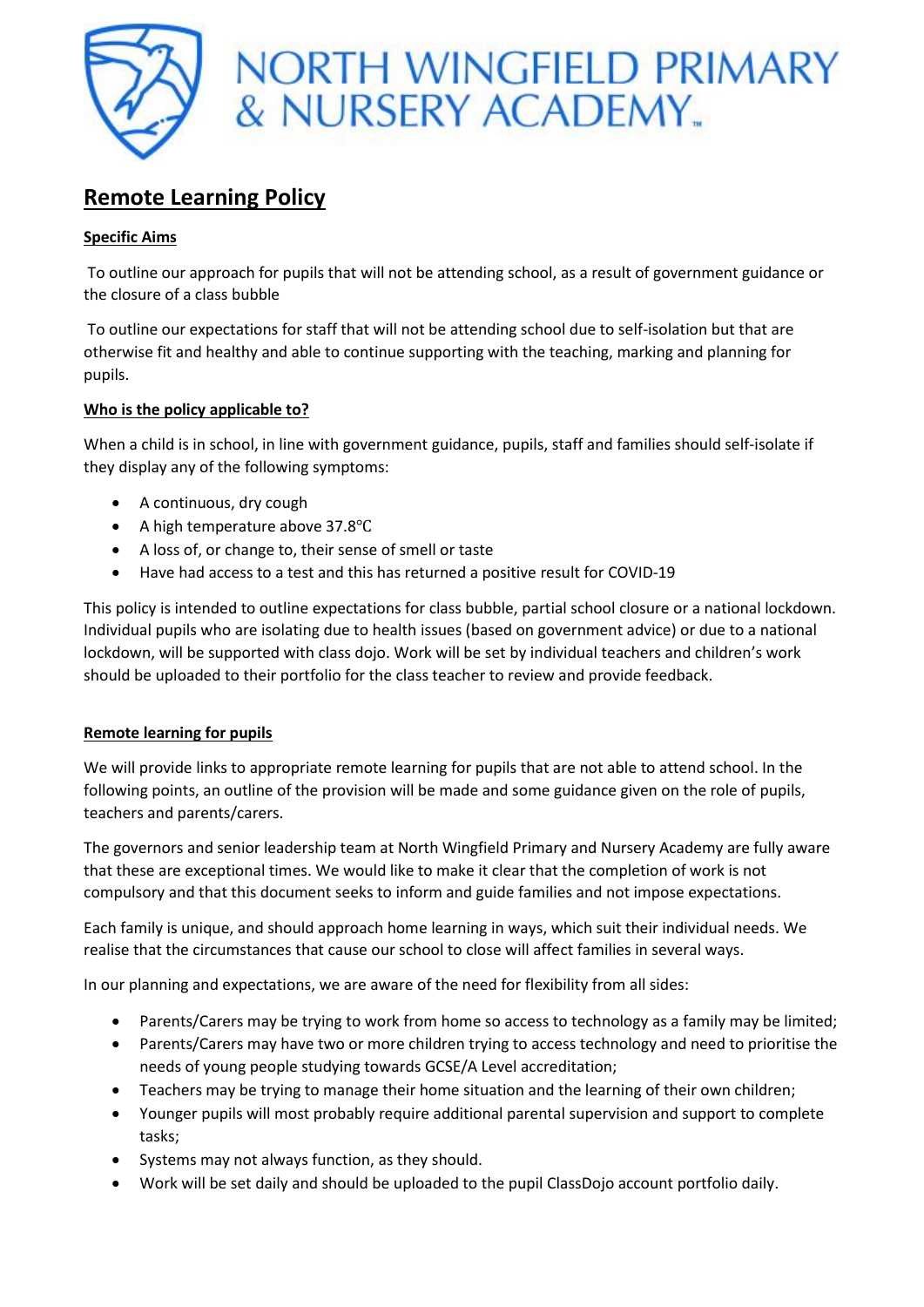# NORTH WINGFIELD PRIMARY & NURSERY ACADEMY

## Remote Learning Policy

### Specific Aims

To outline our approach for pupils that will not be attending school, as a result of government guidance or the closure of a class bubble

To outline our expectations for staff that will not be attending school due to self-isolation but that are otherwise fit and healthy and able to continue supporting with the teaching, marking and planning for pupils.

### Who is the policy applicable to?

When a child is in school, in line with government guidance, pupils, staff and families should self-isolate if they display any of the following symptoms:

- A continuous, dry cough
- A high temperature above 37.8°C
- A loss of, or change to, their sense of smell or taste
- Have had access to a test and this has returned a positive result for COVID-19

This policy is intended to outline expectations for class bubble, partial school closure or a national lockdown. Individual pupils who are isolating due to health issues (based on government advice) or due to a national lockdown, will be supported with class dojo. Work will be set by individual teachers and children's work should be uploaded to their portfolio for the class teacher to review and provide feedback.

### Remote learning for pupils

We will provide links to appropriate remote learning for pupils that are not able to attend school. In the following points, an outline of the provision will be made and some guidance given on the role of pupils, teachers and parents/carers.

The governors and senior leadership team at North Wingfield Primary and Nursery Academy are fully aware that these are exceptional times. We would like to make it clear that the completion of work is not compulsory and that this document seeks to inform and guide families and not impose expectations.

Each family is unique, and should approach home learning in ways, which suit their individual needs. We realise that the circumstances that cause our school to close will affect families in several ways.

In our planning and expectations, we are aware of the need for flexibility from all sides:

- Parents/Carers may be trying to work from home so access to technology as a family may be limited;
- Parents/Carers may have two or more children trying to access technology and need to prioritise the needs of young people studying towards GCSE/A Level accreditation;
- Teachers may be trying to manage their home situation and the learning of their own children;
- Younger pupils will most probably require additional parental supervision and support to complete tasks;
- Systems may not always function, as they should.
- Work will be set daily and should be uploaded to the pupil ClassDojo account portfolio daily.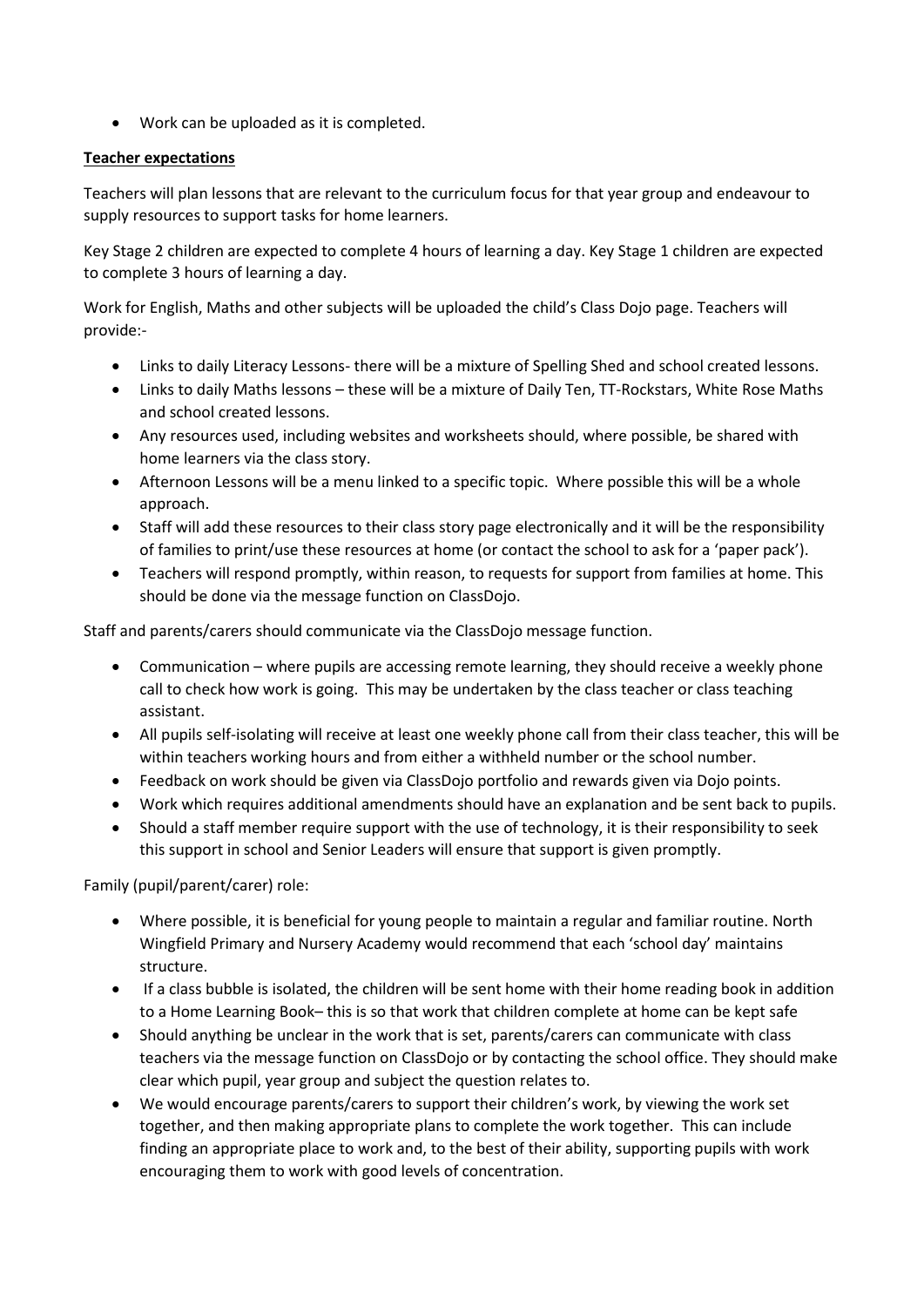- Work can be uploaded as it is completed.

**Teacher expectations**

Teachers will plan lessons that are relevant to the curriculum focus for that year group and endeavour to supply resources to support tasks for home learners.

Key Stage 2 children are expected to complete 4 hours of learning a day. Key Stage 1 children are expected to complete 3 hours of learning a day.

Work for English, Maths and other subjects will be uploaded the child's Class Dojo page. Teachers will provide:-

- Links to daily Literacy Lessons- there will be a mixture of Spelling Shed and school created lessons.
- Links to daily Maths lessons – these will be a mixture of Daily Ten, TT-Rockstars, White Rose Maths and school created lessons.
- Any resources used, including websites and worksheets should, where possible, be shared with home learners via the class story.
- Afternoon Lessons will be a menu linked to a specific topic. Where possible this will be a whole approach.
- Staff will add these resources to their class story page electronically and it will be the responsibility of families to print/use these resources at home (or contact the school to ask for a 'paper pack').
- Teachers will respond promptly, within reason, to requests for support from families at home. This should be done via the message function on ClassDojo.

Staff and parents/carers should communicate via the ClassDojo message function.

- Communication – where pupils are accessing remote learning, they should receive a weekly phone call to check how work is going. This may be undertaken by the class teacher or class teaching assistant.
- All pupils self-isolating will receive at least one weekly phone call from their class teacher, this will be within teachers working hours and from either a withheld number or the school number.
- Feedback on work should be given via ClassDojo portfolio and rewards given via Dojo points.
- Work which requires additional amendments should have an explanation and be sent back to pupils.
- Should a staff member require support with the use of technology, it is their responsibility to seek this support in school and Senior Leaders will ensure that support is given promptly.

Family (pupil/parent/carer) role:

- Where possible, it is beneficial for young people to maintain a regular and familiar routine. North Wingfield Primary and Nursery Academy would recommend that each 'school day' maintains structure.
- If a class bubble is isolated, the children will be sent home with their home reading book in addition to a Home Learning Book– this is so that work that children complete at home can be kept safe
- Should anything be unclear in the work that is set, parents/carers can communicate with class teachers via the message function on ClassDojo or by contacting the school office. They should make clear which pupil, year group and subject the question relates to.
- We would encourage parents/carers to support their children's work, by viewing the work set together, and then making appropriate plans to complete the work together. This can include finding an appropriate place to work and, to the best of their ability, supporting pupils with work encouraging them to work with good levels of concentration.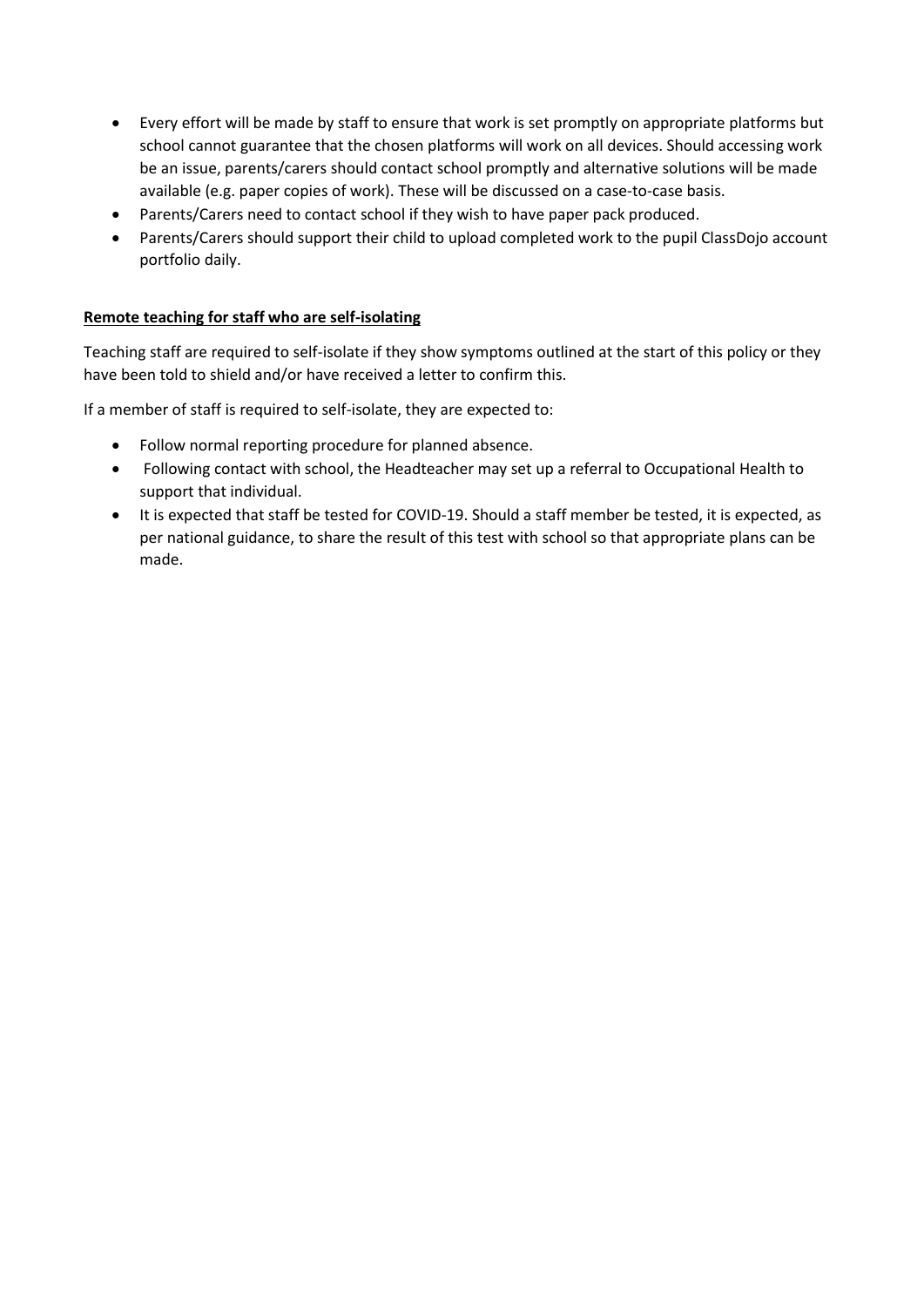- Every effort will be made by staff to ensure that work is set promptly on appropriate platforms but school cannot guarantee that the chosen platforms will work on all devices. Should accessing work be an issue, parents/carers should contact school promptly and alternative solutions will be made available (e.g. paper copies of work). These will be discussed on a case-to-case basis.
- Parents/Carers need to contact school if they wish to have paper pack produced.
- Parents/Carers should support their child to upload completed work to the pupil ClassDojo account portfolio daily.

**Remote teaching for staff who are self-isolating**

Teaching staff are required to self-isolate if they show symptoms outlined at the start of this policy or they have been told to shield and/or have received a letter to confirm this.

If a member of staff is required to self-isolate, they are expected to:

- Follow normal reporting procedure for planned absence.
- Following contact with school, the Headteacher may set up a referral to Occupational Health to support that individual.
- It is expected that staff be tested for COVID-19. Should a staff member be tested, it is expected, as per national guidance, to share the result of this test with school so that appropriate plans can be made.